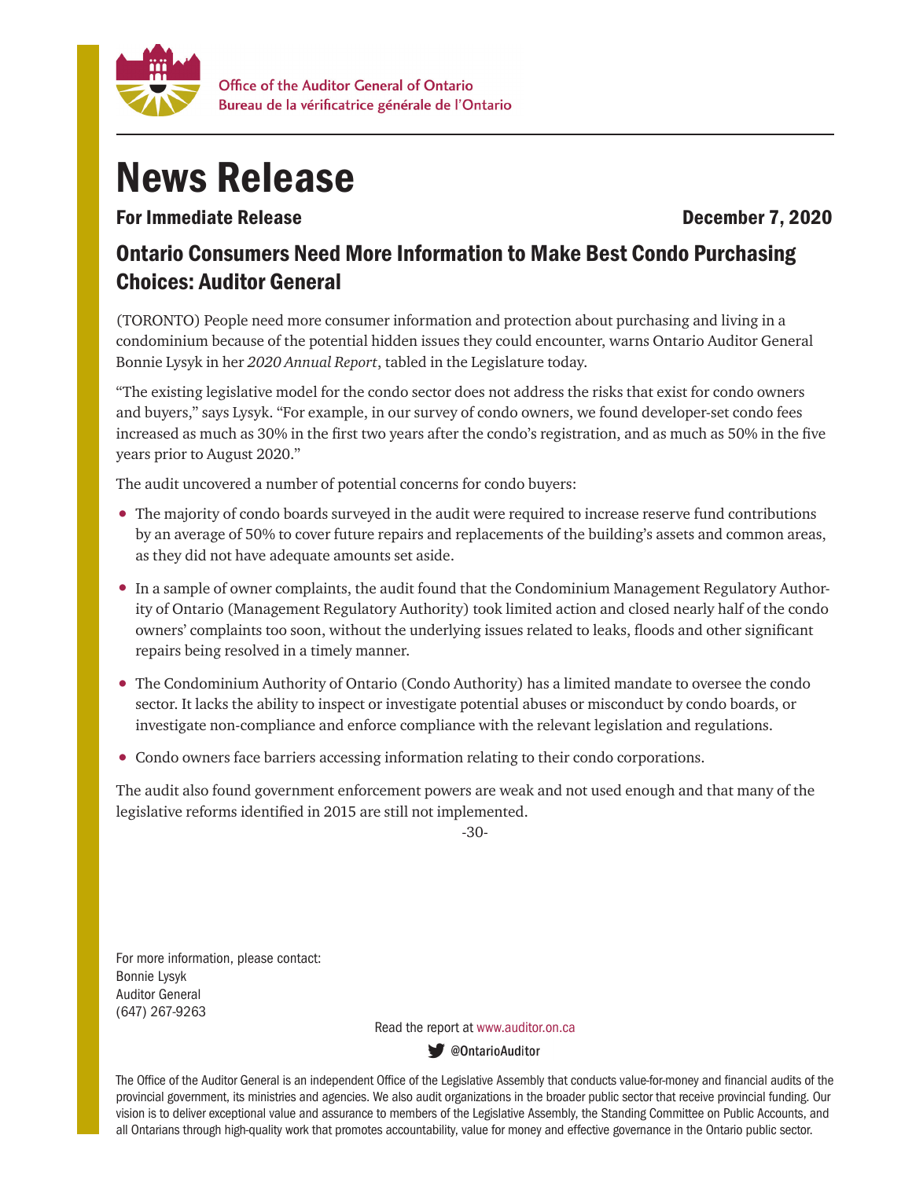Office of the Auditor General of Ontario
Bureau de la vérificatrice générale de l'Ontario

# News Release

**For Immediate Release** **December 7, 2020**

## Ontario Consumers Need More Information to Make Best Condo Purchasing Choices: Auditor General

(TORONTO) People need more consumer information and protection about purchasing and living in a condominium because of the potential hidden issues they could encounter, warns Ontario Auditor General Bonnie Lysyk in her *2020 Annual Report*, tabled in the Legislature today.

"The existing legislative model for the condo sector does not address the risks that exist for condo owners and buyers," says Lysyk. "For example, in our survey of condo owners, we found developer-set condo fees increased as much as 30% in the first two years after the condo's registration, and as much as 50% in the five years prior to August 2020."

The audit uncovered a number of potential concerns for condo buyers:

- The majority of condo boards surveyed in the audit were required to increase reserve fund contributions by an average of 50% to cover future repairs and replacements of the building's assets and common areas, as they did not have adequate amounts set aside.
- In a sample of owner complaints, the audit found that the Condominium Management Regulatory Authority of Ontario (Management Regulatory Authority) took limited action and closed nearly half of the condo owners' complaints too soon, without the underlying issues related to leaks, floods and other significant repairs being resolved in a timely manner.
- The Condominium Authority of Ontario (Condo Authority) has a limited mandate to oversee the condo sector. It lacks the ability to inspect or investigate potential abuses or misconduct by condo boards, or investigate non-compliance and enforce compliance with the relevant legislation and regulations.
- Condo owners face barriers accessing information relating to their condo corporations.

The audit also found government enforcement powers are weak and not used enough and that many of the legislative reforms identified in 2015 are still not implemented.

-30-

For more information, please contact:
Bonnie Lysyk
Auditor General
(647) 267-9263

Read the report at www.auditor.on.ca

@OntarioAuditor

The Office of the Auditor General is an independent Office of the Legislative Assembly that conducts value-for-money and financial audits of the provincial government, its ministries and agencies. We also audit organizations in the broader public sector that receive provincial funding. Our vision is to deliver exceptional value and assurance to members of the Legislative Assembly, the Standing Committee on Public Accounts, and all Ontarians through high-quality work that promotes accountability, value for money and effective governance in the Ontario public sector.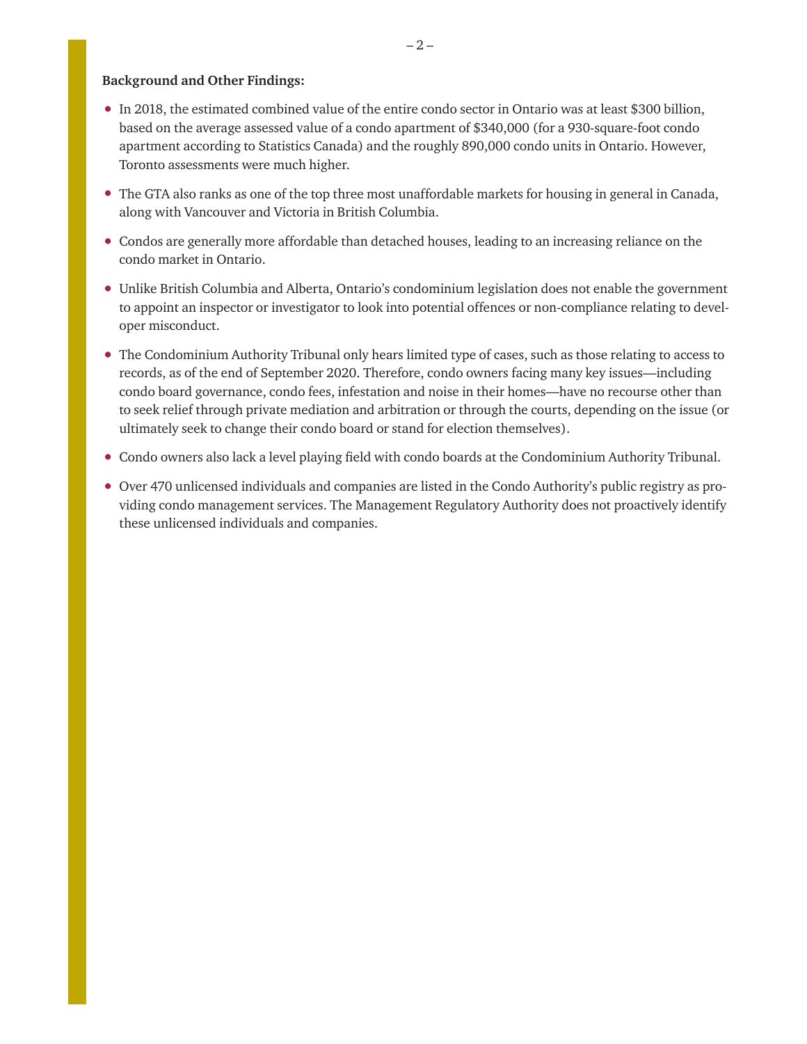**Background and Other Findings:**

- In 2018, the estimated combined value of the entire condo sector in Ontario was at least $300 billion, based on the average assessed value of a condo apartment of $340,000 (for a 930-square-foot condo apartment according to Statistics Canada) and the roughly 890,000 condo units in Ontario. However, Toronto assessments were much higher.
- The GTA also ranks as one of the top three most unaffordable markets for housing in general in Canada, along with Vancouver and Victoria in British Columbia.
- Condos are generally more affordable than detached houses, leading to an increasing reliance on the condo market in Ontario.
- Unlike British Columbia and Alberta, Ontario's condominium legislation does not enable the government to appoint an inspector or investigator to look into potential offences or non-compliance relating to developer misconduct.
- The Condominium Authority Tribunal only hears limited type of cases, such as those relating to access to records, as of the end of September 2020. Therefore, condo owners facing many key issues—including condo board governance, condo fees, infestation and noise in their homes—have no recourse other than to seek relief through private mediation and arbitration or through the courts, depending on the issue (or ultimately seek to change their condo board or stand for election themselves).
- Condo owners also lack a level playing field with condo boards at the Condominium Authority Tribunal.
- Over 470 unlicensed individuals and companies are listed in the Condo Authority's public registry as providing condo management services. The Management Regulatory Authority does not proactively identify these unlicensed individuals and companies.